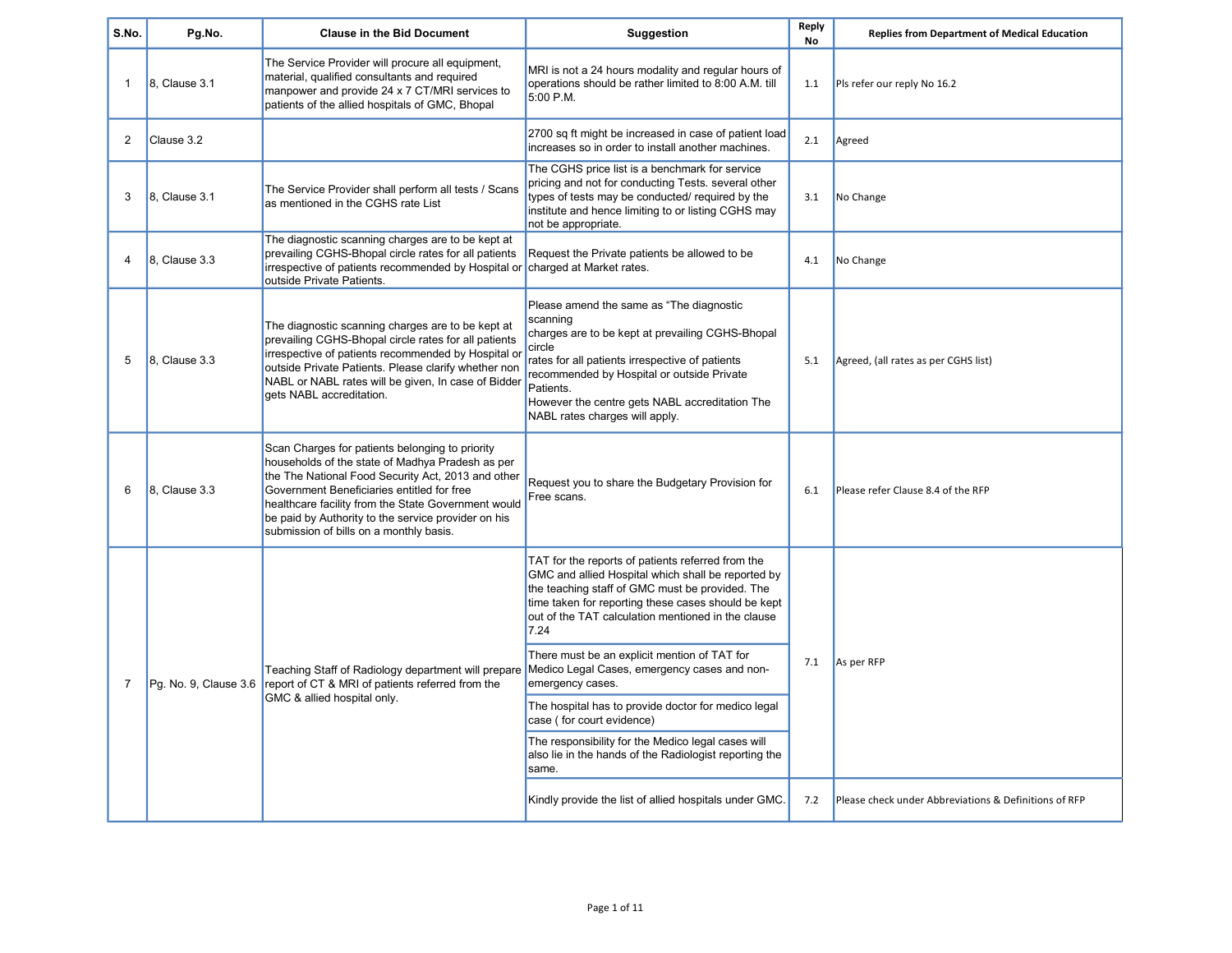| S.No. | Pg.No. | Clause in the Bid Document | Suggestion | Reply No | Replies from Department of Medical Education |
|---|---|---|---|---|---|
| 1 | 8, Clause 3.1 | The Service Provider will procure all equipment, material, qualified consultants and required manpower and provide 24 x 7 CT/MRI services to patients of the allied hospitals of GMC, Bhopal | MRI is not a 24 hours modality and regular hours of operations should be rather limited to 8:00 A.M. till 5:00 P.M. | 1.1 | Pls refer our reply No 16.2 |
| 2 | Clause 3.2 | | 2700 sq ft might be increased in case of patient load increases so in order to install another machines. | 2.1 | Agreed |
| 3 | 8, Clause 3.1 | The Service Provider shall perform all tests / Scans as mentioned in the CGHS rate List | The CGHS price list is a benchmark for service pricing and not for conducting Tests. several other types of tests may be conducted/ required by the institute and hence limiting to or listing CGHS may not be appropriate. | 3.1 | No Change |
| 4 | 8, Clause 3.3 | The diagnostic scanning charges are to be kept at prevailing CGHS-Bhopal circle rates for all patients irrespective of patients recommended by Hospital or outside Private Patients. | Request the Private patients be allowed to be charged at Market rates. | 4.1 | No Change |
| 5 | 8, Clause 3.3 | The diagnostic scanning charges are to be kept at prevailing CGHS-Bhopal circle rates for all patients irrespective of patients recommended by Hospital or outside Private Patients. Please clarify whether non NABL or NABL rates will be given, In case of Bidder gets NABL accreditation. | Please amend the same as "The diagnostic scanning charges are to be kept at prevailing CGHS-Bhopal circle rates for all patients irrespective of patients recommended by Hospital or outside Private Patients. However the centre gets NABL accreditation The NABL rates charges will apply. | 5.1 | Agreed, (all rates as per CGHS list) |
| 6 | 8, Clause 3.3 | Scan Charges for patients belonging to priority households of the state of Madhya Pradesh as per the The National Food Security Act, 2013 and other Government Beneficiaries entitled for free healthcare facility from the State Government would be paid by Authority to the service provider on his submission of bills on a monthly basis. | Request you to share the Budgetary Provision for Free scans. | 6.1 | Please refer Clause 8.4 of the RFP |
| 7 | Pg. No. 9, Clause 3.6 | Teaching Staff of Radiology department will prepare report of CT & MRI of patients referred from the GMC & allied hospital only. | TAT for the reports of patients referred from the GMC and allied Hospital which shall be reported by the teaching staff of GMC must be provided. The time taken for reporting these cases should be kept out of the TAT calculation mentioned in the clause 7.24<br>There must be an explicit mention of TAT for Medico Legal Cases, emergency cases and non-emergency cases.<br>The hospital has to provide doctor for medico legal case ( for court evidence)<br>The responsibility for the Medico legal cases will also lie in the hands of the Radiologist reporting the same. | 7.1 | As per RFP |
| | | | Kindly provide the list of allied hospitals under GMC. | 7.2 | Please check under Abbreviations & Definitions of RFP |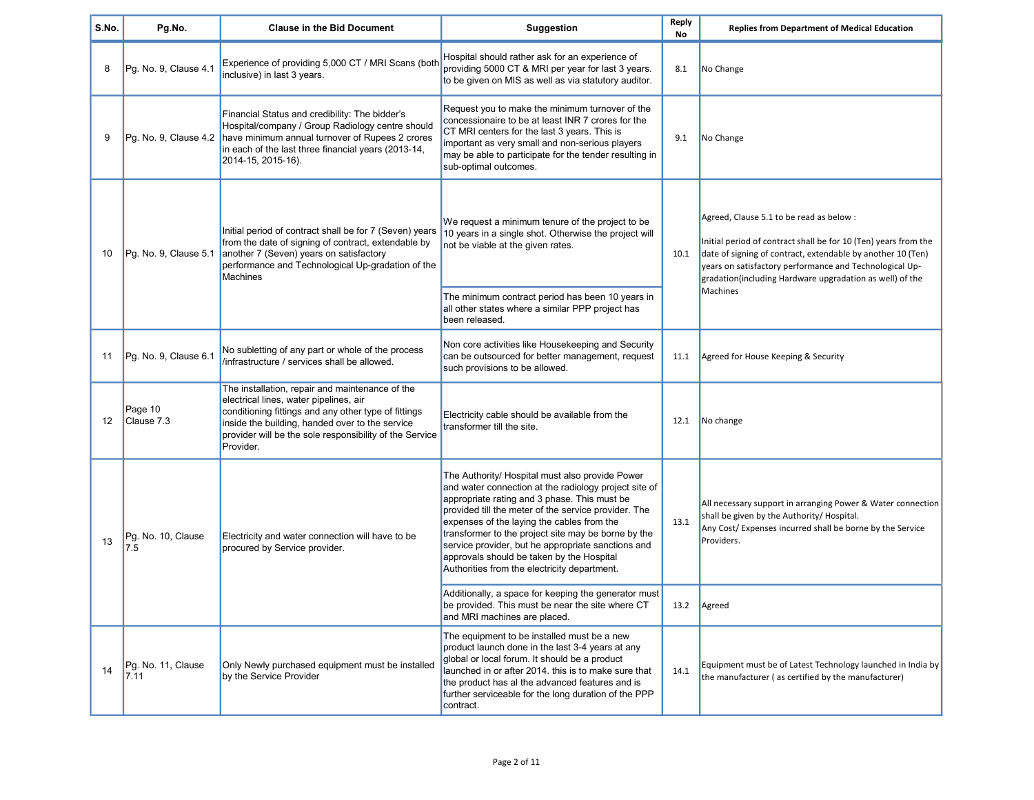| S.No. | Pg.No. | Clause in the Bid Document | Suggestion | Reply No | Replies from Department of Medical Education |
|---|---|---|---|---|---|
| 8 | Pg. No. 9, Clause 4.1 | Experience of providing 5,000 CT / MRI Scans (both inclusive) in last 3 years. | Hospital should rather ask for an experience of providing 5000 CT & MRI per year for last 3 years. to be given on MIS as well as via statutory auditor. | 8.1 | No Change |
| 9 | Pg. No. 9, Clause 4.2 | Financial Status and credibility: The bidder's Hospital/company / Group Radiology centre should have minimum annual turnover of Rupees 2 crores in each of the last three financial years (2013-14, 2014-15, 2015-16). | Request you to make the minimum turnover of the concessionaire to be at least INR 7 crores for the CT MRI centers for the last 3 years. This is important as very small and non-serious players may be able to participate for the tender resulting in sub-optimal outcomes. | 9.1 | No Change |
| 10 | Pg. No. 9, Clause 5.1 | Initial period of contract shall be for 7 (Seven) years from the date of signing of contract, extendable by another 7 (Seven) years on satisfactory performance and Technological Up-gradation of the Machines | We request a minimum tenure of the project to be 10 years in a single shot. Otherwise the project will not be viable at the given rates. | 10.1 | Agreed, Clause 5.1 to be read as below :<br><br>Initial period of contract shall be for 10 (Ten) years from the date of signing of contract, extendable by another 10 (Ten) years on satisfactory performance and Technological Up-gradation(including Hardware upgradation as well) of the Machines |
| | | | The minimum contract period has been 10 years in all other states where a similar PPP project has been released. | | |
| 11 | Pg. No. 9, Clause 6.1 | No subletting of any part or whole of the process /infrastructure / services shall be allowed. | Non core activities like Housekeeping and Security can be outsourced for better management, request such provisions to be allowed. | 11.1 | Agreed for House Keeping & Security |
| 12 | Page 10 Clause 7.3 | The installation, repair and maintenance of the electrical lines, water pipelines, air conditioning fittings and any other type of fittings inside the building, handed over to the service provider will be the sole responsibility of the Service Provider. | Electricity cable should be available from the transformer till the site. | 12.1 | No change |
| 13 | Pg. No. 10, Clause 7.5 | Electricity and water connection will have to be procured by Service provider. | The Authority/ Hospital must also provide Power and water connection at the radiology project site of appropriate rating and 3 phase. This must be provided till the meter of the service provider. The expenses of the laying the cables from the transformer to the project site may be borne by the service provider, but he appropriate sanctions and approvals should be taken by the Hospital Authorities from the electricity department. | 13.1 | All necessary support in arranging Power & Water connection shall be given by the Authority/ Hospital.<br>Any Cost/ Expenses incurred shall be borne by the Service Providers. |
| | | | Additionally, a space for keeping the generator must be provided. This must be near the site where CT and MRI machines are placed. | 13.2 | Agreed |
| 14 | Pg. No. 11, Clause 7.11 | Only Newly purchased equipment must be installed by the Service Provider | The equipment to be installed must be a new product launch done in the last 3-4 years at any global or local forum. It should be a product launched in or after 2014. this is to make sure that the product has al the advanced features and is further serviceable for the long duration of the PPP contract. | 14.1 | Equipment must be of Latest Technology launched in India by the manufacturer ( as certified by the manufacturer) |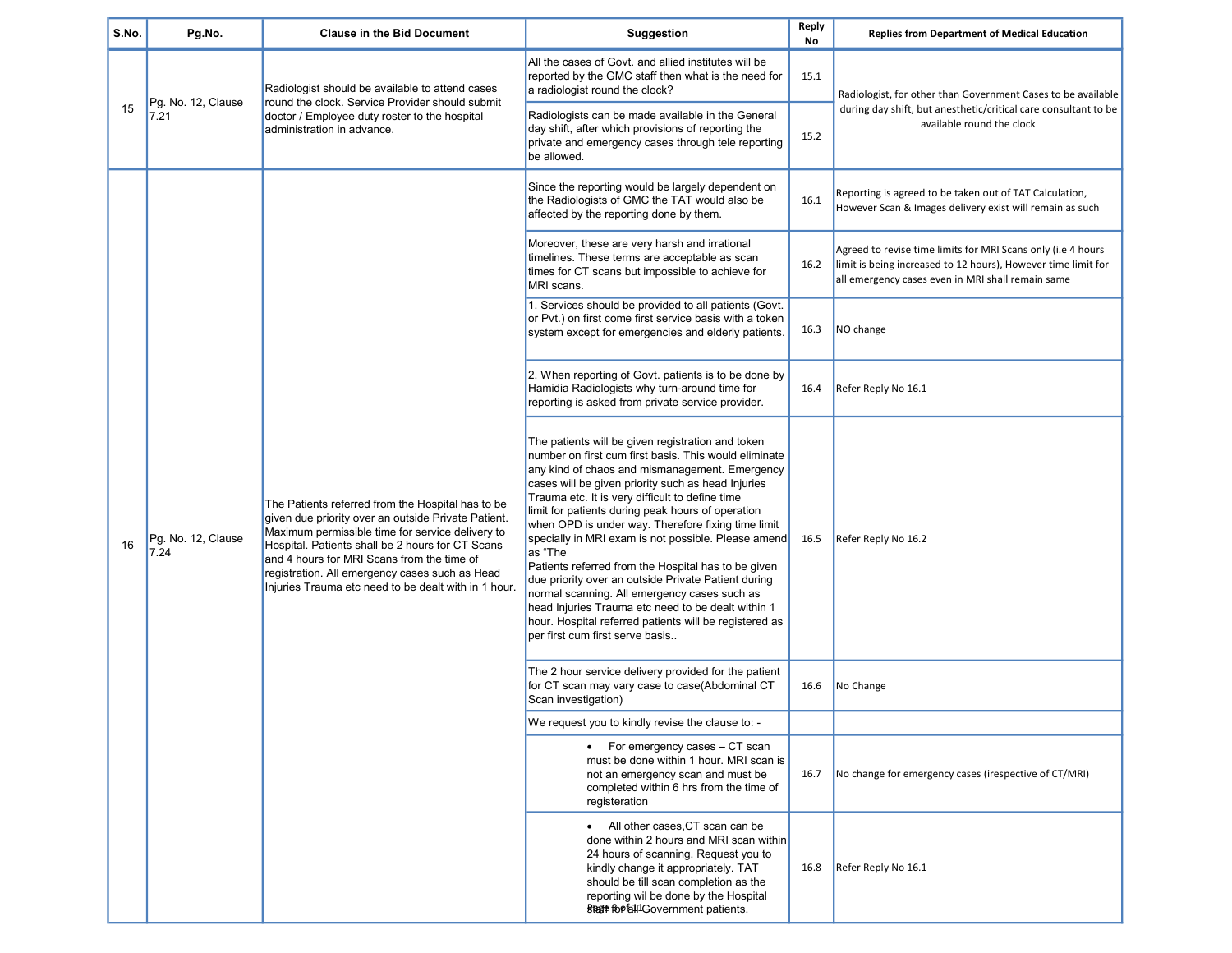| S.No. | Pg.No. | Clause in the Bid Document | Suggestion | Reply No | Replies from Department of Medical Education |
|---|---|---|---|---|---|
| 15 | Pg. No. 12, Clause 7.21 | Radiologist should be available to attend cases round the clock. Service Provider should submit doctor / Employee duty roster to the hospital administration in advance. | All the cases of Govt. and allied institutes will be reported by the GMC staff then what is the need for a radiologist round the clock? | 15.1 | Radiologist, for other than Government Cases to be available during day shift, but anesthetic/critical care consultant to be available round the clock |
| | | | Radiologists can be made available in the General day shift, after which provisions of reporting the private and emergency cases through tele reporting be allowed. | 15.2 | |
| 16 | Pg. No. 12, Clause 7.24 | The Patients referred from the Hospital has to be given due priority over an outside Private Patient. Maximum permissible time for service delivery to Hospital. Patients shall be 2 hours for CT Scans and 4 hours for MRI Scans from the time of registration. All emergency cases such as Head Injuries Trauma etc need to be dealt with in 1 hour. | Since the reporting would be largely dependent on the Radiologists of GMC the TAT would also be affected by the reporting done by them. | 16.1 | Reporting is agreed to be taken out of TAT Calculation, However Scan & Images delivery exist will remain as such |
| | | | Moreover, these are very harsh and irrational timelines. These terms are acceptable as scan times for CT scans but impossible to achieve for MRI scans. | 16.2 | Agreed to revise time limits for MRI Scans only (i.e 4 hours limit is being increased to 12 hours), However time limit for all emergency cases even in MRI shall remain same |
| | | | 1. Services should be provided to all patients (Govt. or Pvt.) on first come first service basis with a token system except for emergencies and elderly patients. | 16.3 | NO change |
| | | | 2. When reporting of Govt. patients is to be done by Hamidia Radiologists why turn-around time for reporting is asked from private service provider. | 16.4 | Refer Reply No 16.1 |
| | | | The patients will be given registration and token number on first cum first basis. This would eliminate any kind of chaos and mismanagement. Emergency cases will be given priority such as head Injuries Trauma etc. It is very difficult to define time limit for patients during peak hours of operation when OPD is under way. Therefore fixing time limit specially in MRI exam is not possible. Please amend as "The Patients referred from the Hospital has to be given due priority over an outside Private Patient during normal scanning. All emergency cases such as head Injuries Trauma etc need to be dealt within 1 hour. Hospital referred patients will be registered as per first cum first serve basis.. | 16.5 | Refer Reply No 16.2 |
| | | | The 2 hour service delivery provided for the patient for CT scan may vary case to case(Abdominal CT Scan investigation) | 16.6 | No Change |
| | | | We request you to kindly revise the clause to: - | | |
| | | | • For emergency cases – CT scan must be done within 1 hour. MRI scan is not an emergency scan and must be completed within 6 hrs from the time of registeration | 16.7 | No change for emergency cases (irespective of CT/MRI) |
| | | | • All other cases,CT scan can be done within 2 hours and MRI scan within 24 hours of scanning. Request you to kindly change it appropriately. TAT should be till scan completion as the reporting wil be done by the Hospital staff for all Government patients. | 16.8 | Refer Reply No 16.1 |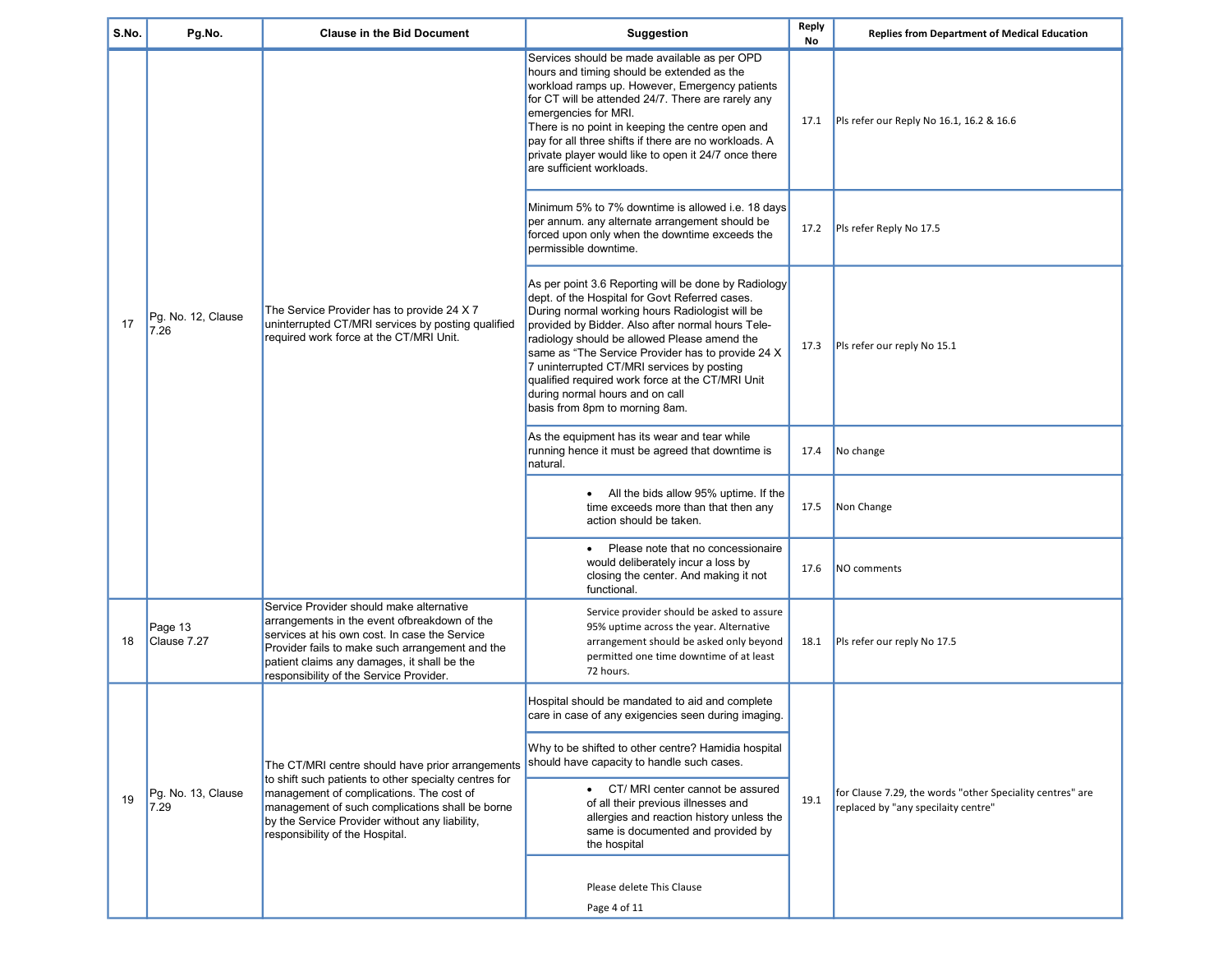| S.No. | Pg.No. | Clause in the Bid Document | Suggestion | Reply No | Replies from Department of Medical Education |
|---|---|---|---|---|---|
| 17 | Pg. No. 12, Clause 7.26 | The Service Provider has to provide 24 X 7 uninterrupted CT/MRI services by posting qualified required work force at the CT/MRI Unit. | Services should be made available as per OPD hours and timing should be extended as the workload ramps up. However, Emergency patients for CT will be attended 24/7. There are rarely any emergencies for MRI. There is no point in keeping the centre open and pay for all three shifts if there are no workloads. A private player would like to open it 24/7 once there are sufficient workloads. | 17.1 | Pls refer our Reply No 16.1, 16.2 & 16.6 |
| | | | Minimum 5% to 7% downtime is allowed i.e. 18 days per annum. any alternate arrangement should be forced upon only when the downtime exceeds the permissible downtime. | 17.2 | Pls refer Reply No 17.5 |
| | | | As per point 3.6 Reporting will be done by Radiology dept. of the Hospital for Govt Referred cases. During normal working hours Radiologist will be provided by Bidder. Also after normal hours Tele-radiology should be allowed Please amend the same as "The Service Provider has to provide 24 X 7 uninterrupted CT/MRI services by posting qualified required work force at the CT/MRI Unit during normal hours and on call basis from 8pm to morning 8am. | 17.3 | Pls refer our reply No 15.1 |
| | | | As the equipment has its wear and tear while running hence it must be agreed that downtime is natural. | 17.4 | No change |
| | | | • All the bids allow 95% uptime. If the time exceeds more than that then any action should be taken. | 17.5 | Non Change |
| | | | • Please note that no concessionaire would deliberately incur a loss by closing the center. And making it not functional. | 17.6 | NO comments |
| 18 | Page 13 Clause 7.27 | Service Provider should make alternative arrangements in the event ofbreakdown of the services at his own cost. In case the Service Provider fails to make such arrangement and the patient claims any damages, it shall be the responsibility of the Service Provider. | Service provider should be asked to assure 95% uptime across the year. Alternative arrangement should be asked only beyond permitted one time downtime of at least 72 hours. | 18.1 | Pls refer our reply No 17.5 |
| 19 | Pg. No. 13, Clause 7.29 | The CT/MRI centre should have prior arrangements to shift such patients to other specialty centres for management of complications. The cost of management of such complications shall be borne by the Service Provider without any liability, responsibility of the Hospital. | Hospital should be mandated to aid and complete care in case of any exigencies seen during imaging. | 19.1 | for Clause 7.29, the words "other Speciality centres" are replaced by "any specilaity centre" |
| | | | Why to be shifted to other centre? Hamidia hospital should have capacity to handle such cases. | | |
| | | | • CT/ MRI center cannot be assured of all their previous illnesses and allergies and reaction history unless the same is documented and provided by the hospital | | |
| | | | Please delete This Clause | | |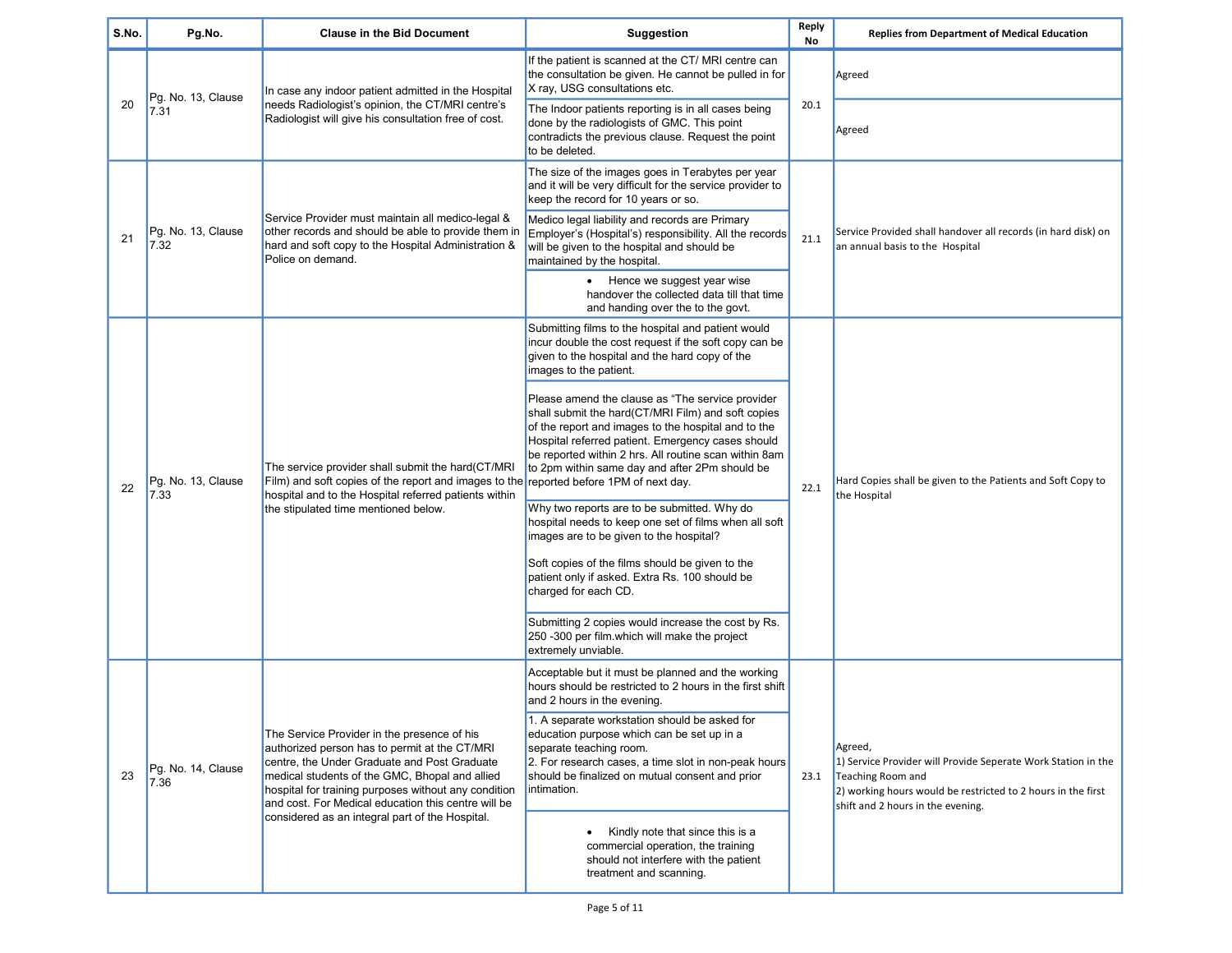| S.No. | Pg.No. | Clause in the Bid Document | Suggestion | Reply No | Replies from Department of Medical Education |
|---|---|---|---|---|---|
| 20 | Pg. No. 13, Clause 7.31 | In case any indoor patient admitted in the Hospital needs Radiologist's opinion, the CT/MRI centre's Radiologist will give his consultation free of cost. | If the patient is scanned at the CT/ MRI centre can the consultation be given. He cannot be pulled in for X ray, USG consultations etc. | 20.1 | Agreed |
| | | | The Indoor patients reporting is in all cases being done by the radiologists of GMC. This point contradicts the previous clause. Request the point to be deleted. | | Agreed |
| 21 | Pg. No. 13, Clause 7.32 | Service Provider must maintain all medico-legal & other records and should be able to provide them in hard and soft copy to the Hospital Administration & Police on demand. | The size of the images goes in Terabytes per year and it will be very difficult for the service provider to keep the record for 10 years or so. | 21.1 | Service Provided shall handover all records (in hard disk) on an annual basis to the Hospital |
| | | | Medico legal liability and records are Primary Employer's (Hospital's) responsibility. All the records will be given to the hospital and should be maintained by the hospital. | | |
| | | | • Hence we suggest year wise handover the collected data till that time and handing over the to the govt. | | |
| 22 | Pg. No. 13, Clause 7.33 | The service provider shall submit the hard(CT/MRI Film) and soft copies of the report and images to the hospital and to the Hospital referred patients within the stipulated time mentioned below. | Submitting films to the hospital and patient would incur double the cost request if the soft copy can be given to the hospital and the hard copy of the images to the patient. | 22.1 | Hard Copies shall be given to the Patients and Soft Copy to the Hospital |
| | | | Please amend the clause as "The service provider shall submit the hard(CT/MRI Film) and soft copies of the report and images to the hospital and to the Hospital referred patient. Emergency cases should be reported within 2 hrs. All routine scan within 8am to 2pm within same day and after 2Pm should be reported before 1PM of next day. | | |
| | | | Why two reports are to be submitted. Why do hospital needs to keep one set of films when all soft images are to be given to the hospital?<br><br>Soft copies of the films should be given to the patient only if asked. Extra Rs. 100 should be charged for each CD. | | |
| | | | Submitting 2 copies would increase the cost by Rs. 250 -300 per film.which will make the project extremely unviable. | | |
| 23 | Pg. No. 14, Clause 7.36 | The Service Provider in the presence of his authorized person has to permit at the CT/MRI centre, the Under Graduate and Post Graduate medical students of the GMC, Bhopal and allied hospital for training purposes without any condition and cost. For Medical education this centre will be considered as an integral part of the Hospital. | Acceptable but it must be planned and the working hours should be restricted to 2 hours in the first shift and 2 hours in the evening. | 23.1 | Agreed,<br>1) Service Provider will Provide Seperate Work Station in the Teaching Room and<br>2) working hours would be restricted to 2 hours in the first shift and 2 hours in the evening. |
| | | | 1. A separate workstation should be asked for education purpose which can be set up in a separate teaching room.<br>2. For research cases, a time slot in non-peak hours should be finalized on mutual consent and prior intimation. | | |
| | | | • Kindly note that since this is a commercial operation, the training should not interfere with the patient treatment and scanning. | | |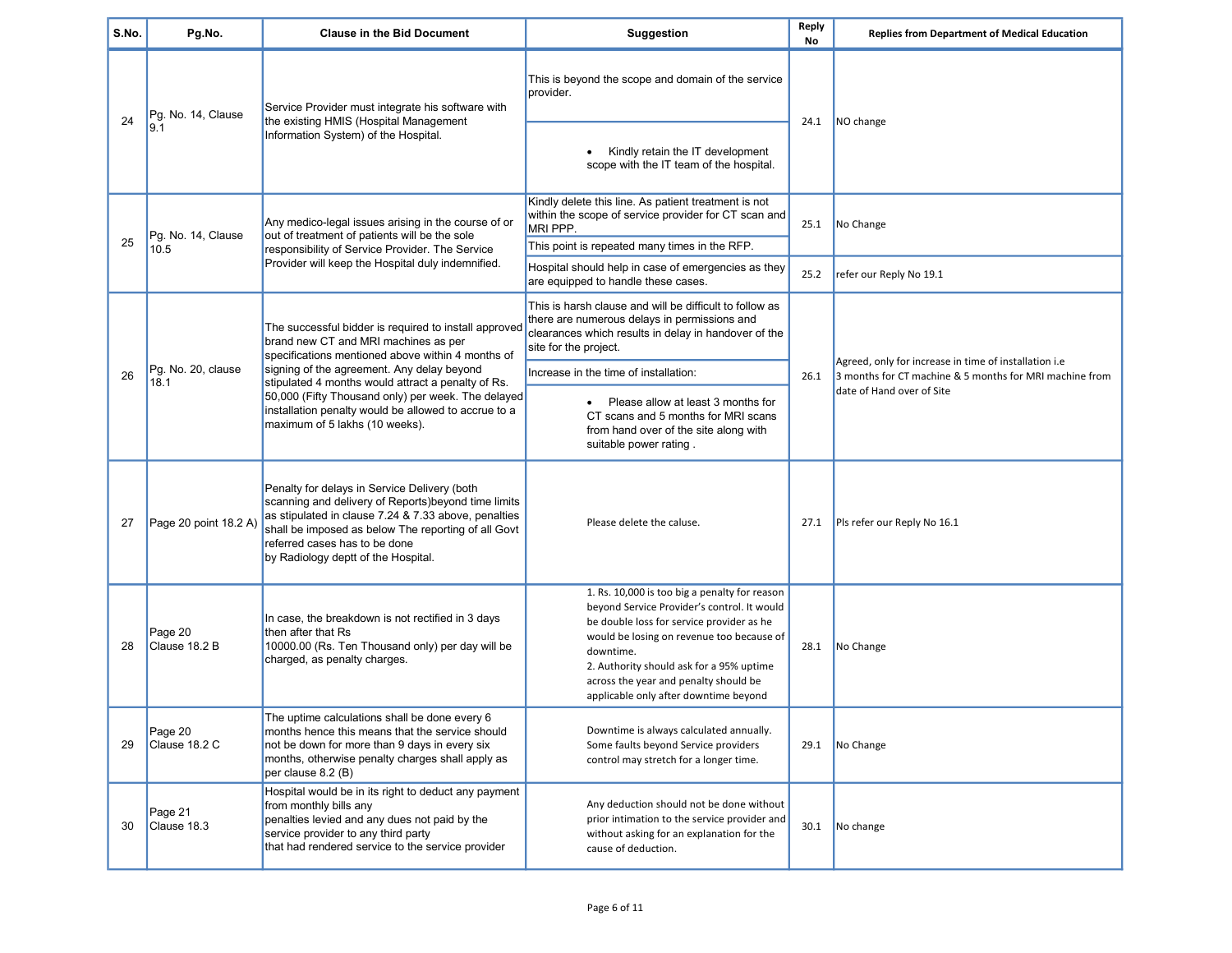| S.No. | Pg.No. | Clause in the Bid Document | Suggestion | Reply No | Replies from Department of Medical Education |
|---|---|---|---|---|---|
| 24 | Pg. No. 14, Clause 9.1 | Service Provider must integrate his software with the existing HMIS (Hospital Management Information System) of the Hospital. | This is beyond the scope and domain of the service provider. • Kindly retain the IT development scope with the IT team of the hospital. | 24.1 | NO change |
| 25 | Pg. No. 14, Clause 10.5 | Any medico-legal issues arising in the course of or out of treatment of patients will be the sole responsibility of Service Provider. The Service Provider will keep the Hospital duly indemnified. | Kindly delete this line. As patient treatment is not within the scope of service provider for CT scan and MRI PPP. This point is repeated many times in the RFP. | 25.1 | No Change |
| | | | Hospital should help in case of emergencies as they are equipped to handle these cases. | 25.2 | refer our Reply No 19.1 |
| 26 | Pg. No. 20, clause 18.1 | The successful bidder is required to install approved brand new CT and MRI machines as per specifications mentioned above within 4 months of signing of the agreement. Any delay beyond stipulated 4 months would attract a penalty of Rs. 50,000 (Fifty Thousand only) per week. The delayed installation penalty would be allowed to accrue to a maximum of 5 lakhs (10 weeks). | This is harsh clause and will be difficult to follow as there are numerous delays in permissions and clearances which results in delay in handover of the site for the project. Increase in the time of installation: • Please allow at least 3 months for CT scans and 5 months for MRI scans from hand over of the site along with suitable power rating . | 26.1 | Agreed, only for increase in time of installation i.e 3 months for CT machine & 5 months for MRI machine from date of Hand over of Site |
| 27 | Page 20 point 18.2 A) | Penalty for delays in Service Delivery (both scanning and delivery of Reports)beyond time limits as stipulated in clause 7.24 & 7.33 above, penalties shall be imposed as below The reporting of all Govt referred cases has to be done by Radiology deptt of the Hospital. | Please delete the caluse. | 27.1 | Pls refer our Reply No 16.1 |
| 28 | Page 20 Clause 18.2 B | In case, the breakdown is not rectified in 3 days then after that Rs 10000.00 (Rs. Ten Thousand only) per day will be charged, as penalty charges. | 1. Rs. 10,000 is too big a penalty for reason beyond Service Provider's control. It would be double loss for service provider as he would be losing on revenue too because of downtime. 2. Authority should ask for a 95% uptime across the year and penalty should be applicable only after downtime beyond | 28.1 | No Change |
| 29 | Page 20 Clause 18.2 C | The uptime calculations shall be done every 6 months hence this means that the service should not be down for more than 9 days in every six months, otherwise penalty charges shall apply as per clause 8.2 (B) | Downtime is always calculated annually. Some faults beyond Service providers control may stretch for a longer time. | 29.1 | No Change |
| 30 | Page 21 Clause 18.3 | Hospital would be in its right to deduct any payment from monthly bills any penalties levied and any dues not paid by the service provider to any third party that had rendered service to the service provider | Any deduction should not be done without prior intimation to the service provider and without asking for an explanation for the cause of deduction. | 30.1 | No change |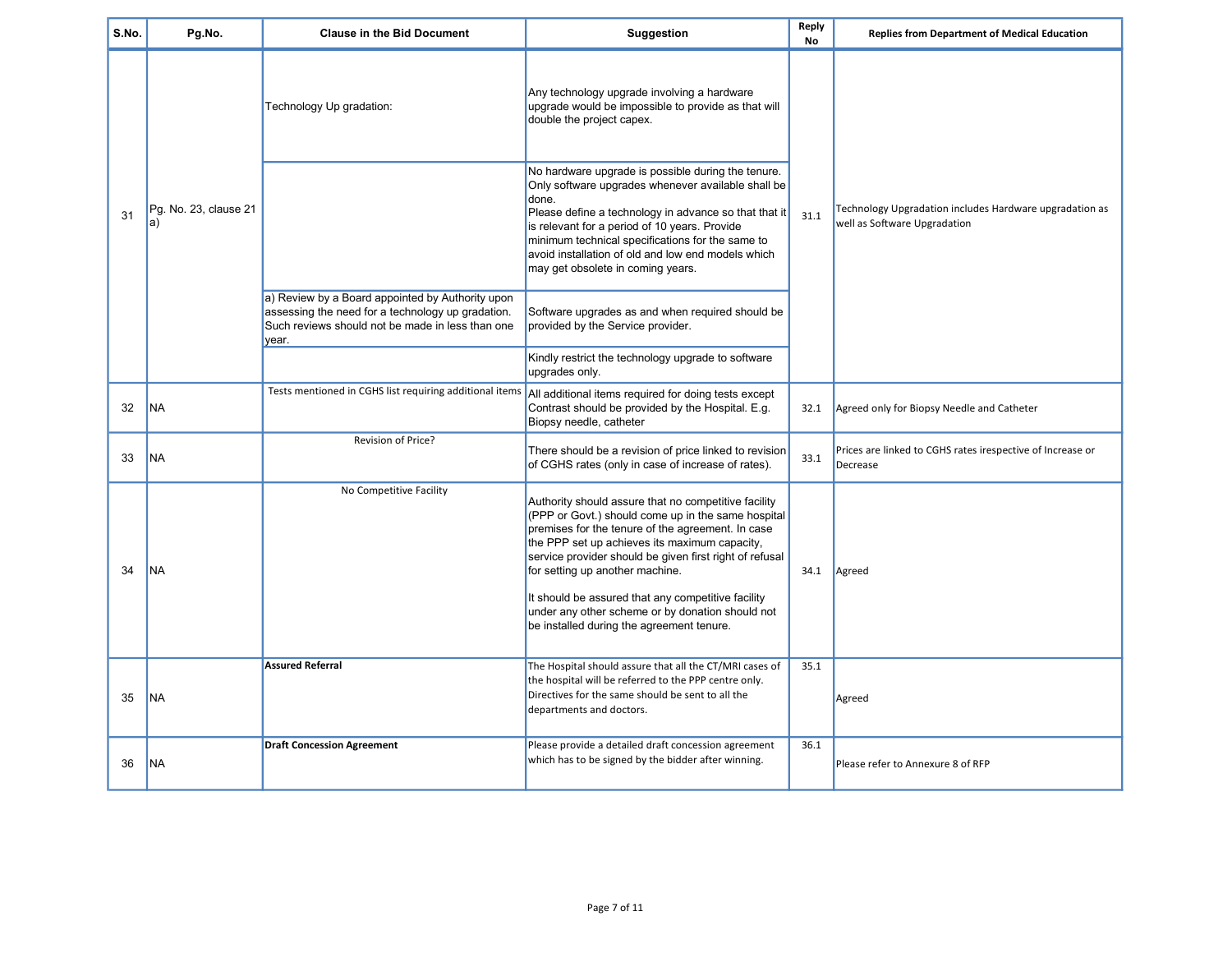| S.No. | Pg.No. | Clause in the Bid Document | Suggestion | Reply No | Replies from Department of Medical Education |
|---|---|---|---|---|---|
| 31 | Pg. No. 23, clause 21 a) | Technology Up gradation: | Any technology upgrade involving a hardware upgrade would be impossible to provide as that will double the project capex. | 31.1 | Technology Upgradation includes Hardware upgradation as well as Software Upgradation |
| | | | No hardware upgrade is possible during the tenure. Only software upgrades whenever available shall be done.<br>Please define a technology in advance so that that it is relevant for a period of 10 years. Provide minimum technical specifications for the same to avoid installation of old and low end models which may get obsolete in coming years. | | |
| | | a) Review by a Board appointed by Authority upon assessing the need for a technology up gradation. Such reviews should not be made in less than one year. | Software upgrades as and when required should be provided by the Service provider. | | |
| | | | Kindly restrict the technology upgrade to software upgrades only. | | |
| 32 | NA | Tests mentioned in CGHS list requiring additional items | All additional items required for doing tests except Contrast should be provided by the Hospital. E.g. Biopsy needle, catheter | 32.1 | Agreed only for Biopsy Needle and Catheter |
| 33 | NA | Revision of Price? | There should be a revision of price linked to revision of CGHS rates (only in case of increase of rates). | 33.1 | Prices are linked to CGHS rates irespective of Increase or Decrease |
| 34 | NA | No Competitive Facility | Authority should assure that no competitive facility (PPP or Govt.) should come up in the same hospital premises for the tenure of the agreement. In case the PPP set up achieves its maximum capacity, service provider should be given first right of refusal for setting up another machine.<br><br>It should be assured that any competitive facility under any other scheme or by donation should not be installed during the agreement tenure. | 34.1 | Agreed |
| 35 | NA | **Assured Referral** | The Hospital should assure that all the CT/MRI cases of the hospital will be referred to the PPP centre only. Directives for the same should be sent to all the departments and doctors. | 35.1 | Agreed |
| 36 | NA | **Draft Concession Agreement** | Please provide a detailed draft concession agreement which has to be signed by the bidder after winning. | 36.1 | Please refer to Annexure 8 of RFP |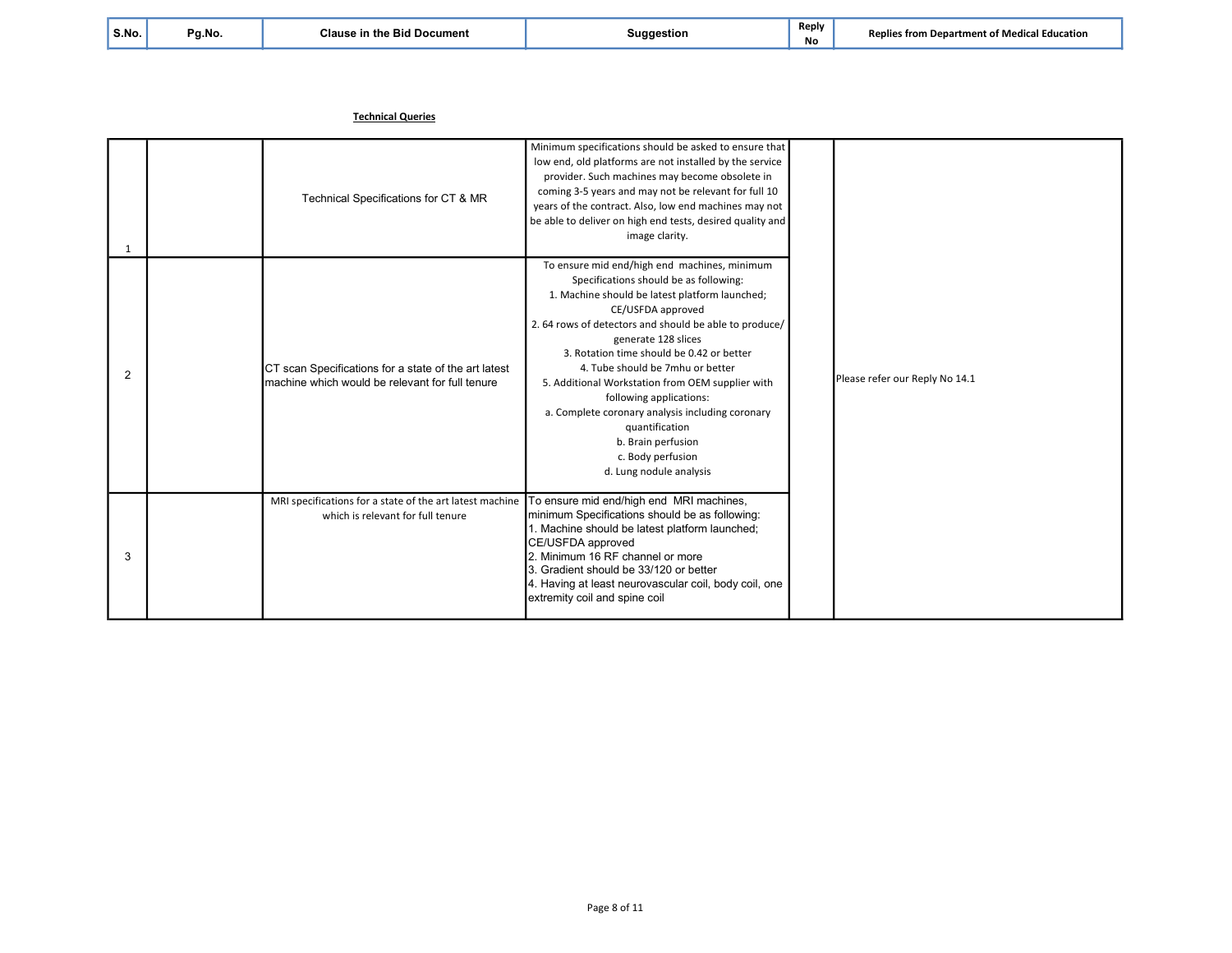| S.No. | Pg.No. | Clause in the Bid Document | Suggestion | Reply No | Replies from Department of Medical Education |
|---|---|---|---|---|---|

**Technical Queries**

| S.No. | Pg.No. | Clause in the Bid Document | Suggestion | Reply No | Replies from Department of Medical Education |
|---|---|---|---|---|---|
| 1 | | Technical Specifications for CT & MR | Minimum specifications should be asked to ensure that low end, old platforms are not installed by the service provider. Such machines may become obsolete in coming 3-5 years and may not be relevant for full 10 years of the contract. Also, low end machines may not be able to deliver on high end tests, desired quality and image clarity. | | Please refer our Reply No 14.1 |
| 2 | | CT scan Specifications for a state of the art latest machine which would be relevant for full tenure | To ensure mid end/high end machines, minimum Specifications should be as following:<br>1. Machine should be latest platform launched; CE/USFDA approved<br>2. 64 rows of detectors and should be able to produce/ generate 128 slices<br>3. Rotation time should be 0.42 or better<br>4. Tube should be 7mhu or better<br>5. Additional Workstation from OEM supplier with following applications:<br>a. Complete coronary analysis including coronary quantification<br>b. Brain perfusion<br>c. Body perfusion<br>d. Lung nodule analysis | | |
| 3 | | MRI specifications for a state of the art latest machine which is relevant for full tenure | To ensure mid end/high end MRI machines, minimum Specifications should be as following:<br>1. Machine should be latest platform launched; CE/USFDA approved<br>2. Minimum 16 RF channel or more<br>3. Gradient should be 33/120 or better<br>4. Having at least neurovascular coil, body coil, one extremity coil and spine coil | | |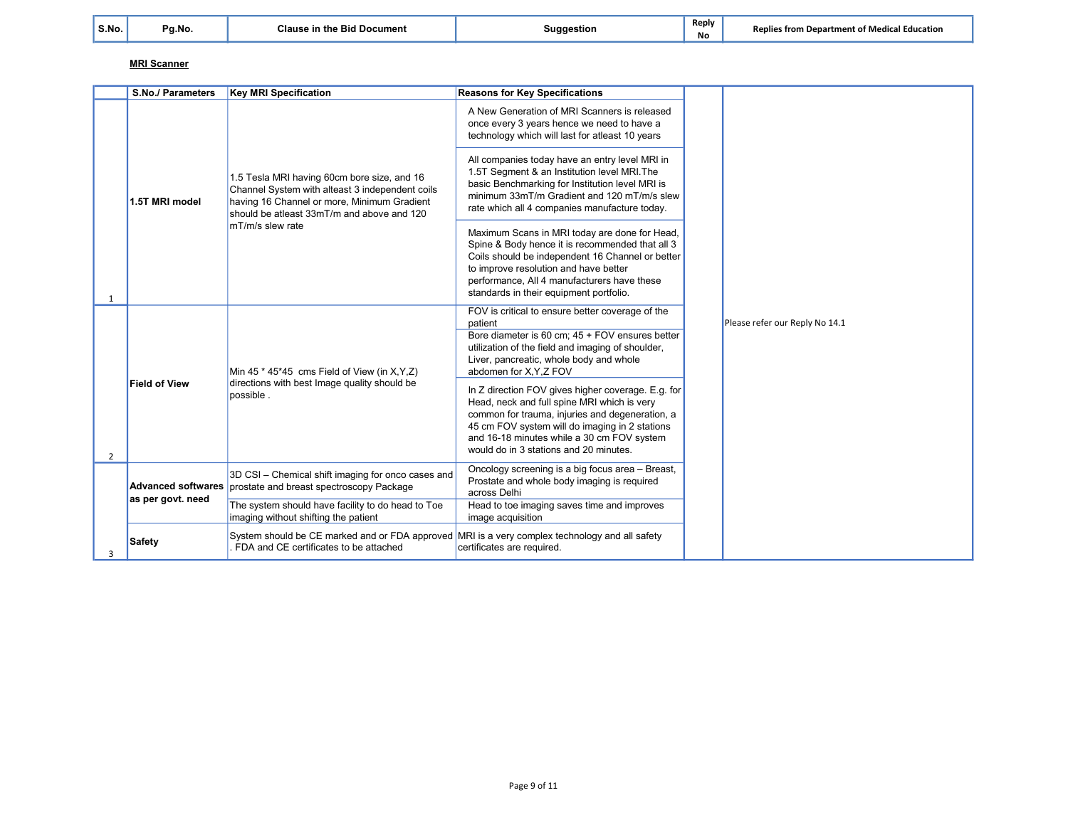| S.No. | Pg.No. | Clause in the Bid Document | Suggestion | Reply No | Replies from Department of Medical Education |
|---|---|---|---|---|---|

**MRI Scanner**

| | S.No./ Parameters | Key MRI Specification | Reasons for Key Specifications | | |
|---|---|---|---|---|---|
| 1 | **1.5T MRI model** | 1.5 Tesla MRI having 60cm bore size, and 16 Channel System with alteast 3 independent coils having 16 Channel or more, Minimum Gradient should be atleast 33mT/m and above and 120 mT/m/s slew rate | A New Generation of MRI Scanners is released once every 3 years hence we need to have a technology which will last for atleast 10 years<br><br>All companies today have an entry level MRI in 1.5T Segment & an Institution level MRI.The basic Benchmarking for Institution level MRI is minimum 33mT/m Gradient and 120 mT/m/s slew rate which all 4 companies manufacture today.<br><br>Maximum Scans in MRI today are done for Head, Spine & Body hence it is recommended that all 3 Coils should be independent 16 Channel or better to improve resolution and have better performance, All 4 manufacturers have these standards in their equipment portfolio. | | Please refer our Reply No 14.1 |
| 2 | **Field of View** | Min 45 * 45*45 cms Field of View (in X,Y,Z) directions with best Image quality should be possible . | FOV is critical to ensure better coverage of the patient<br><br>Bore diameter is 60 cm; 45 + FOV ensures better utilization of the field and imaging of shoulder, Liver, pancreatic, whole body and whole abdomen for X,Y,Z FOV<br><br>In Z direction FOV gives higher coverage. E.g. for Head, neck and full spine MRI which is very common for trauma, injuries and degeneration, a 45 cm FOV system will do imaging in 2 stations and 16-18 minutes while a 30 cm FOV system would do in 3 stations and 20 minutes. | | |
| 3 | **Advanced softwares as per govt. need** | 3D CSI – Chemical shift imaging for onco cases and prostate and breast spectroscopy Package | Oncology screening is a big focus area – Breast, Prostate and whole body imaging is required across Delhi | | |
| | | The system should have facility to do head to Toe imaging without shifting the patient | Head to toe imaging saves time and improves image acquisition | | |
| | **Safety** | System should be CE marked and or FDA approved . FDA and CE certificates to be attached | MRI is a very complex technology and all safety certificates are required. | | |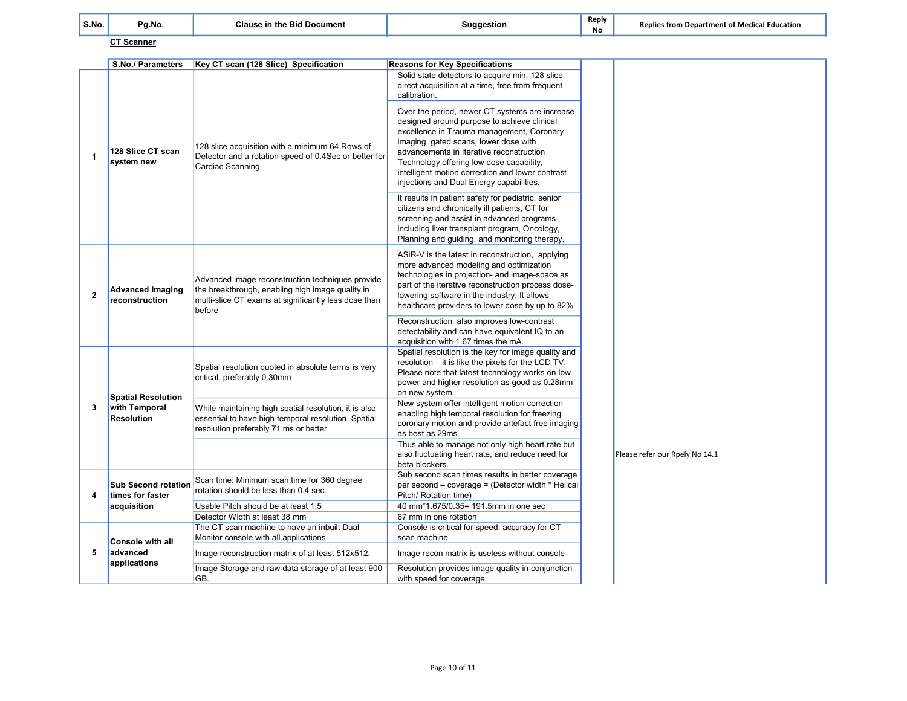| S.No. | Pg.No. | Clause in the Bid Document | Suggestion | Reply No | Replies from Department of Medical Education |
|---|---|---|---|---|---|

**CT Scanner**

| S.No./ Parameters | | Key CT scan (128 Slice) Specification | Reasons for Key Specifications | | |
|---|---|---|---|---|---|
| 1 | **128 Slice CT scan system new** | 128 slice acquisition with a minimum 64 Rows of Detector and a rotation speed of 0.4Sec or better for Cardiac Scanning | Solid state detectors to acquire min. 128 slice direct acquisition at a time, free from frequent calibration. | | |
| | | | Over the period, newer CT systems are increase designed around purpose to achieve clinical excellence in Trauma management, Coronary imaging, gated scans, lower dose with advancements in Iterative reconstruction Technology offering low dose capability, intelligent motion correction and lower contrast injections and Dual Energy capabilities. | | |
| | | | It results in patient safety for pediatric, senior citizens and chronically ill patients, CT for screening and assist in advanced programs including liver transplant program, Oncology, Planning and guiding, and monitoring therapy. | | |
| 2 | **Advanced Imaging reconstruction** | Advanced image reconstruction techniques provide the breakthrough, enabling high image quality in multi-slice CT exams at significantly less dose than before | ASiR-V is the latest in reconstruction, applying more advanced modeling and optimization technologies in projection- and image-space as part of the iterative reconstruction process dose-lowering software in the industry. It allows healthcare providers to lower dose by up to 82% | | |
| | | | Reconstruction also improves low-contrast detectability and can have equivalent IQ to an acquisition with 1.67 times the mA. | | |
| 3 | **Spatial Resolution with Temporal Resolution** | Spatial resolution quoted in absolute terms is very critical. preferably 0.30mm | Spatial resolution is the key for image quality and resolution – it is like the pixels for the LCD TV. Please note that latest technology works on low power and higher resolution as good as 0.28mm on new system. | | |
| | | While maintaining high spatial resolution, it is also essential to have high temporal resolution. Spatial resolution preferably 71 ms or better | New system offer intelligent motion correction enabling high temporal resolution for freezing coronary motion and provide artefact free imaging as best as 29ms. | | |
| | | | Thus able to manage not only high heart rate but also fluctuating heart rate, and reduce need for beta blockers. | | Please refer our Rpely No 14.1 |
| 4 | **Sub Second rotation times for faster acquisition** | Scan time: Minimum scan time for 360 degree rotation should be less than 0.4 sec. | Sub second scan times results in better coverage per second – coverage = (Detector width * Helical Pitch/ Rotation time) | | |
| | | Usable Pitch should be at least 1.5 | 40 mm*1.675/0.35= 191.5mm in one sec | | |
| | | Detector Width at least 38 mm | 67 mm in one rotation | | |
| 5 | **Console with all advanced applications** | The CT scan machine to have an inbuilt Dual Monitor console with all applications | Console is critical for speed, accuracy for CT scan machine | | |
| | | Image reconstruction matrix of at least 512x512. | Image recon matrix is useless without console | | |
| | | Image Storage and raw data storage of at least 900 GB. | Resolution provides image quality in conjunction with speed for coverage | | |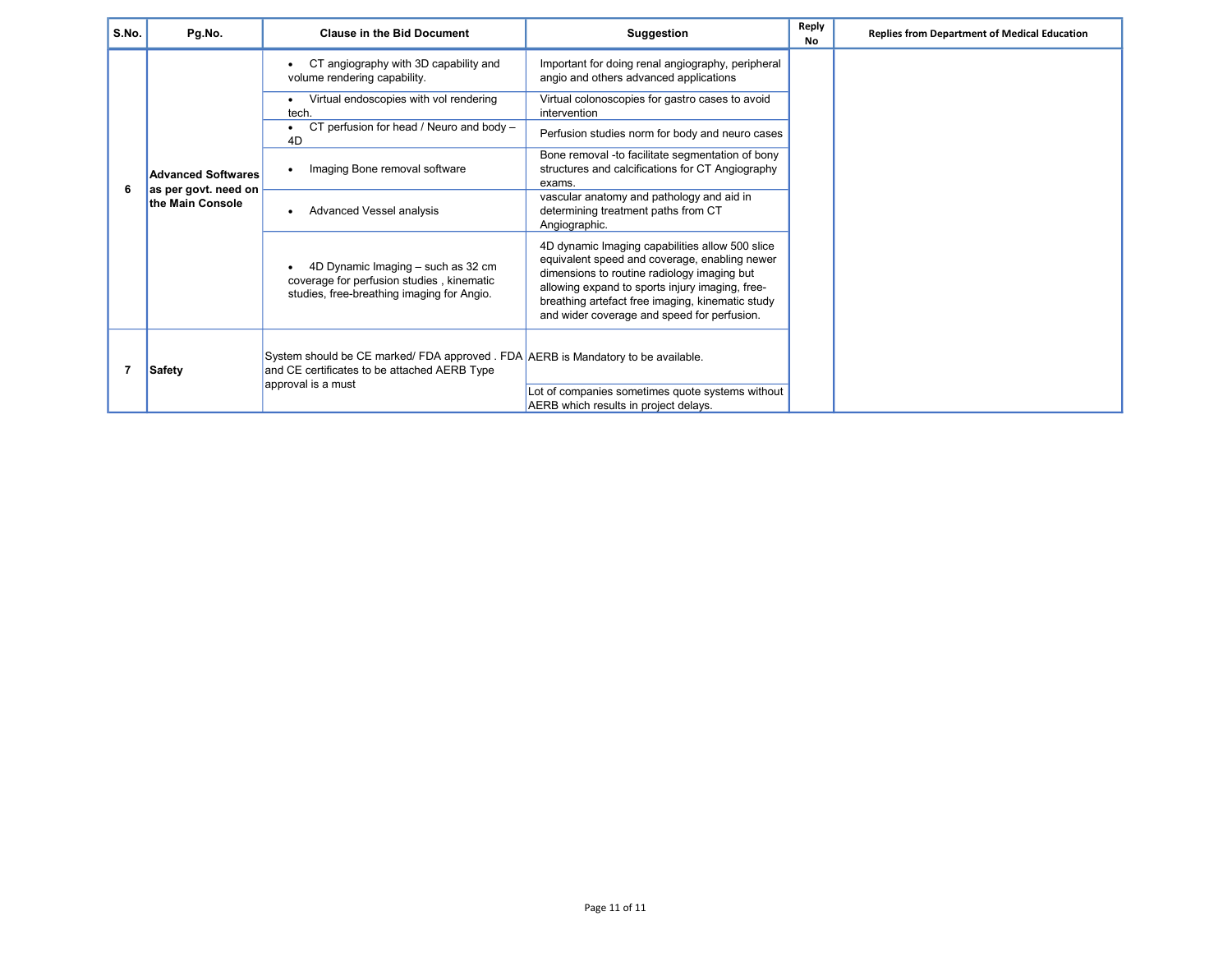| S.No. | Pg.No. | Clause in the Bid Document | Suggestion | Reply No | Replies from Department of Medical Education |
|---|---|---|---|---|---|
| 6 | **Advanced Softwares as per govt. need on the Main Console** | • CT angiography with 3D capability and volume rendering capability. | Important for doing renal angiography, peripheral angio and others advanced applications | | |
| | | • Virtual endoscopies with vol rendering tech. | Virtual colonoscopies for gastro cases to avoid intervention | | |
| | | • CT perfusion for head / Neuro and body – 4D | Perfusion studies norm for body and neuro cases | | |
| | | • Imaging Bone removal software | Bone removal -to facilitate segmentation of bony structures and calcifications for CT Angiography exams. | | |
| | | • Advanced Vessel analysis | vascular anatomy and pathology and aid in determining treatment paths from CT Angiographic. | | |
| | | • 4D Dynamic Imaging – such as 32 cm coverage for perfusion studies , kinematic studies, free-breathing imaging for Angio. | 4D dynamic Imaging capabilities allow 500 slice equivalent speed and coverage, enabling newer dimensions to routine radiology imaging but allowing expand to sports injury imaging, free-breathing artefact free imaging, kinematic study and wider coverage and speed for perfusion. | | |
| 7 | **Safety** | System should be CE marked/ FDA approved . FDA and CE certificates to be attached AERB Type approval is a must | AERB is Mandatory to be available. | | |
| | | | Lot of companies sometimes quote systems without AERB which results in project delays. | | |